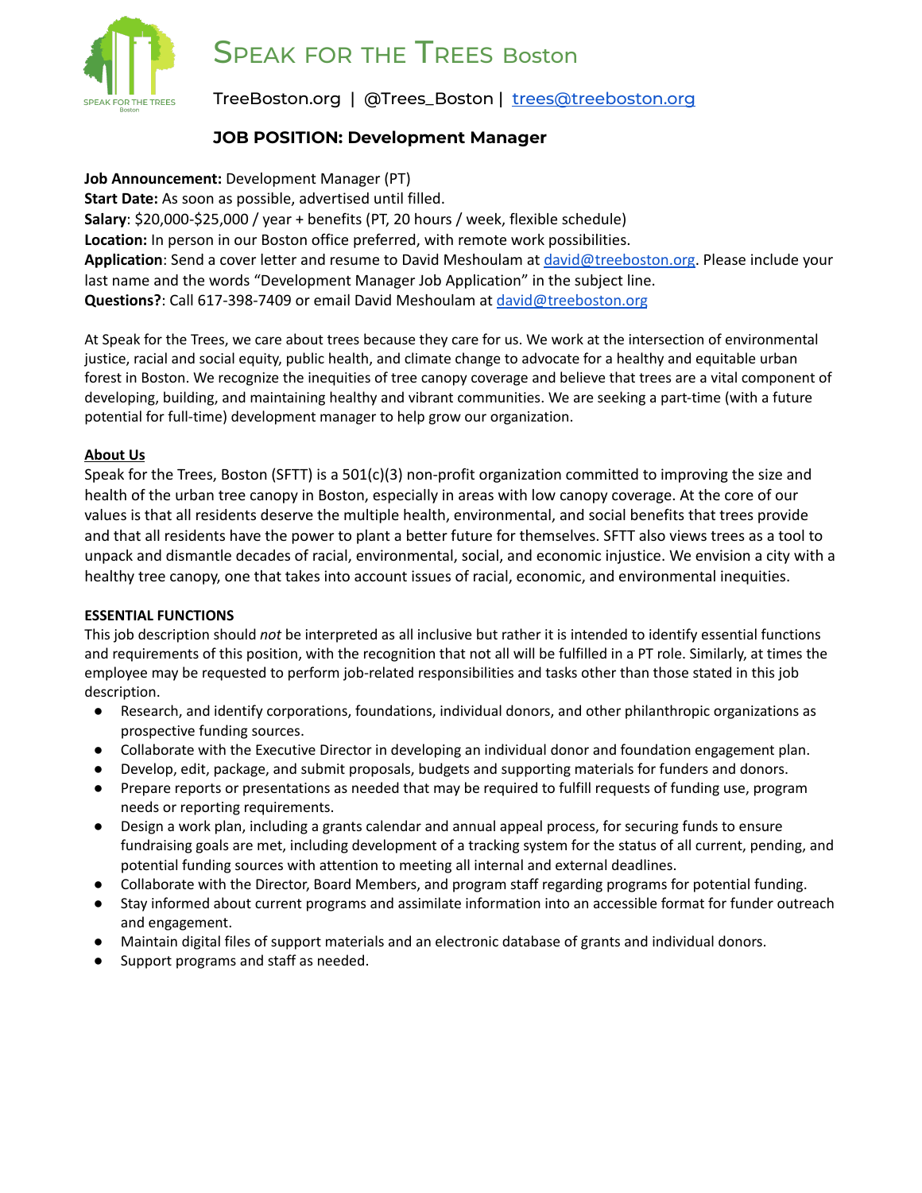# Speak for the Trees Boston

TreeBoston.org | @Trees_Boston | trees@treeboston.org

## JOB POSITION: Development Manager

**Job Announcement:** Development Manager (PT)
**Start Date:** As soon as possible, advertised until filled.
**Salary**: $20,000-$25,000 / year + benefits (PT, 20 hours / week, flexible schedule)
**Location:** In person in our Boston office preferred, with remote work possibilities.
**Application**: Send a cover letter and resume to David Meshoulam at david@treeboston.org. Please include your last name and the words "Development Manager Job Application" in the subject line.
**Questions?**: Call 617-398-7409 or email David Meshoulam at david@treeboston.org

At Speak for the Trees, we care about trees because they care for us. We work at the intersection of environmental justice, racial and social equity, public health, and climate change to advocate for a healthy and equitable urban forest in Boston. We recognize the inequities of tree canopy coverage and believe that trees are a vital component of developing, building, and maintaining healthy and vibrant communities. We are seeking a part-time (with a future potential for full-time) development manager to help grow our organization.

### About Us

Speak for the Trees, Boston (SFTT) is a 501(c)(3) non-profit organization committed to improving the size and health of the urban tree canopy in Boston, especially in areas with low canopy coverage. At the core of our values is that all residents deserve the multiple health, environmental, and social benefits that trees provide and that all residents have the power to plant a better future for themselves. SFTT also views trees as a tool to unpack and dismantle decades of racial, environmental, social, and economic injustice. We envision a city with a healthy tree canopy, one that takes into account issues of racial, economic, and environmental inequities.

### ESSENTIAL FUNCTIONS

This job description should *not* be interpreted as all inclusive but rather it is intended to identify essential functions and requirements of this position, with the recognition that not all will be fulfilled in a PT role. Similarly, at times the employee may be requested to perform job-related responsibilities and tasks other than those stated in this job description.

- Research, and identify corporations, foundations, individual donors, and other philanthropic organizations as prospective funding sources.
- Collaborate with the Executive Director in developing an individual donor and foundation engagement plan.
- Develop, edit, package, and submit proposals, budgets and supporting materials for funders and donors.
- Prepare reports or presentations as needed that may be required to fulfill requests of funding use, program needs or reporting requirements.
- Design a work plan, including a grants calendar and annual appeal process, for securing funds to ensure fundraising goals are met, including development of a tracking system for the status of all current, pending, and potential funding sources with attention to meeting all internal and external deadlines.
- Collaborate with the Director, Board Members, and program staff regarding programs for potential funding.
- Stay informed about current programs and assimilate information into an accessible format for funder outreach and engagement.
- Maintain digital files of support materials and an electronic database of grants and individual donors.
- Support programs and staff as needed.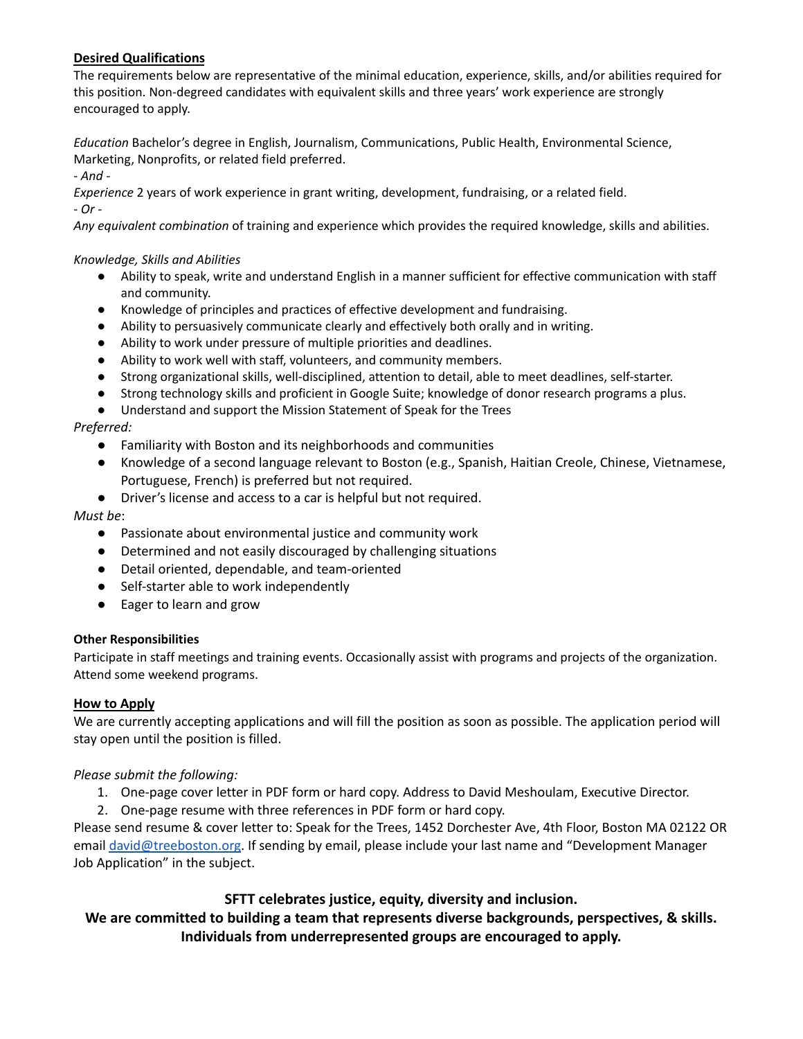## **Desired Qualifications**

The requirements below are representative of the minimal education, experience, skills, and/or abilities required for this position. Non-degreed candidates with equivalent skills and three years' work experience are strongly encouraged to apply.

*Education* Bachelor's degree in English, Journalism, Communications, Public Health, Environmental Science, Marketing, Nonprofits, or related field preferred.

*- And -*

*Experience* 2 years of work experience in grant writing, development, fundraising, or a related field.

*- Or -*

*Any equivalent combination* of training and experience which provides the required knowledge, skills and abilities.

*Knowledge, Skills and Abilities*

- Ability to speak, write and understand English in a manner sufficient for effective communication with staff and community.
- Knowledge of principles and practices of effective development and fundraising.
- Ability to persuasively communicate clearly and effectively both orally and in writing.
- Ability to work under pressure of multiple priorities and deadlines.
- Ability to work well with staff, volunteers, and community members.
- Strong organizational skills, well-disciplined, attention to detail, able to meet deadlines, self-starter.
- Strong technology skills and proficient in Google Suite; knowledge of donor research programs a plus.
- Understand and support the Mission Statement of Speak for the Trees

*Preferred:*

- Familiarity with Boston and its neighborhoods and communities
- Knowledge of a second language relevant to Boston (e.g., Spanish, Haitian Creole, Chinese, Vietnamese, Portuguese, French) is preferred but not required.
- Driver's license and access to a car is helpful but not required.

*Must be*:

- Passionate about environmental justice and community work
- Determined and not easily discouraged by challenging situations
- Detail oriented, dependable, and team-oriented
- Self-starter able to work independently
- Eager to learn and grow

**Other Responsibilities**

Participate in staff meetings and training events. Occasionally assist with programs and projects of the organization. Attend some weekend programs.

## **How to Apply**

We are currently accepting applications and will fill the position as soon as possible. The application period will stay open until the position is filled.

*Please submit the following:*

1. One-page cover letter in PDF form or hard copy. Address to David Meshoulam, Executive Director.
2. One-page resume with three references in PDF form or hard copy.

Please send resume & cover letter to: Speak for the Trees, 1452 Dorchester Ave, 4th Floor, Boston MA 02122 OR email david@treeboston.org. If sending by email, please include your last name and "Development Manager Job Application" in the subject.

**SFTT celebrates justice, equity, diversity and inclusion.**
**We are committed to building a team that represents diverse backgrounds, perspectives, & skills.**
**Individuals from underrepresented groups are encouraged to apply.**